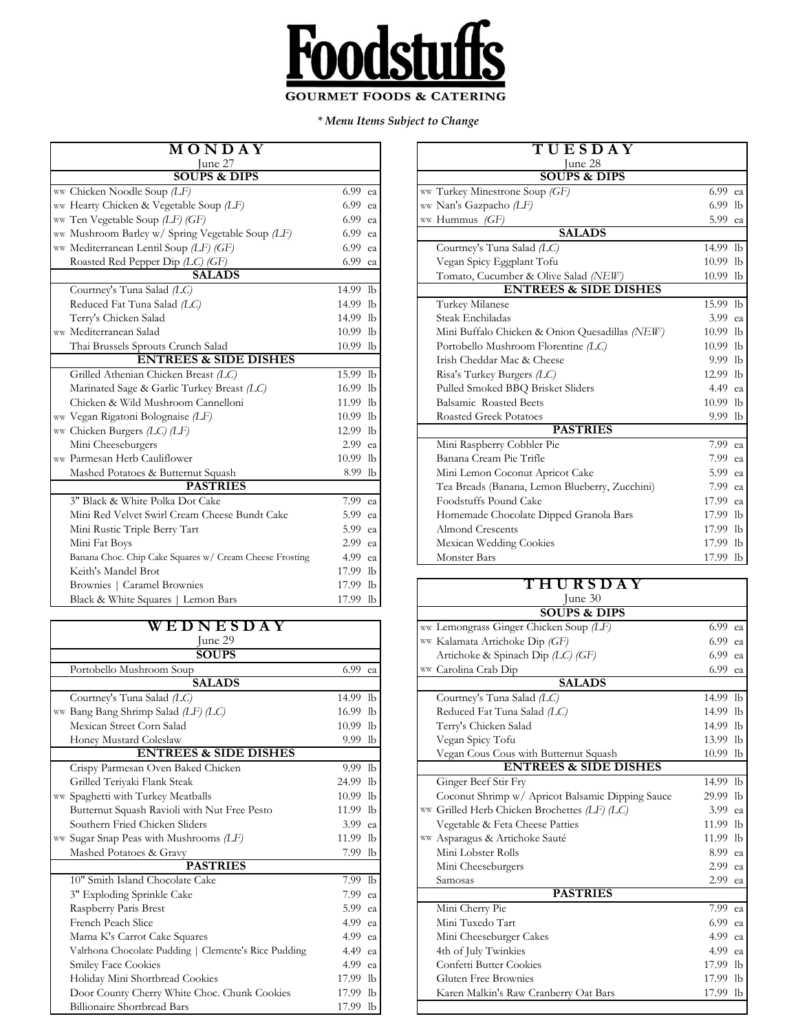# Foodstuffs

**GOURMET FOODS & CATERING**

*\* Menu Items Subject to Change*

## MONDAY

June 27

| SOUPS & DIPS | |
|---|---|
| WW Chicken Noodle Soup *(LF)* | 6.99 ea |
| WW Hearty Chicken & Vegetable Soup *(LF)* | 6.99 ea |
| WW Ten Vegetable Soup *(LF) (GF)* | 6.99 ea |
| WW Mushroom Barley w/ Spring Vegetable Soup *(LF)* | 6.99 ea |
| WW Mediterranean Lentil Soup *(LF) (GF)* | 6.99 ea |
| Roasted Red Pepper Dip *(LC) (GF)* | 6.99 ea |
| **SALADS** | |
| Courtney's Tuna Salad *(LC)* | 14.99 lb |
| Reduced Fat Tuna Salad *(LC)* | 14.99 lb |
| Terry's Chicken Salad | 14.99 lb |
| WW Mediterranean Salad | 10.99 lb |
| Thai Brussels Sprouts Crunch Salad | 10.99 lb |
| **ENTREES & SIDE DISHES** | |
| Grilled Athenian Chicken Breast *(LC)* | 15.99 lb |
| Marinated Sage & Garlic Turkey Breast *(LC)* | 16.99 lb |
| Chicken & Wild Mushroom Cannelloni | 11.99 lb |
| WW Vegan Rigatoni Bolognaise *(LF)* | 10.99 lb |
| WW Chicken Burgers *(LC) (LF)* | 12.99 lb |
| Mini Cheeseburgers | 2.99 ea |
| WW Parmesan Herb Cauliflower | 10.99 lb |
| Mashed Potatoes & Butternut Squash | 8.99 lb |
| **PASTRIES** | |
| 3" Black & White Polka Dot Cake | 7.99 ea |
| Mini Red Velvet Swirl Cream Cheese Bundt Cake | 5.99 ea |
| Mini Rustic Triple Berry Tart | 5.99 ea |
| Mini Fat Boys | 2.99 ea |
| Banana Choc. Chip Cake Squares w/ Cream Cheese Frosting | 4.99 ea |
| Keith's Mandel Brot | 17.99 lb |
| Brownies \| Caramel Brownies | 17.99 lb |
| Black & White Squares \| Lemon Bars | 17.99 lb |

## TUESDAY

June 28

| SOUPS & DIPS | |
|---|---|
| WW Turkey Minestrone Soup *(GF)* | 6.99 ea |
| WW Nan's Gazpacho *(LF)* | 6.99 lb |
| WW Hummus *(GF)* | 5.99 ea |
| **SALADS** | |
| Courtney's Tuna Salad *(LC)* | 14.99 lb |
| Vegan Spicy Eggplant Tofu | 10.99 lb |
| Tomato, Cucumber & Olive Salad *(NEW)* | 10.99 lb |
| **ENTREES & SIDE DISHES** | |
| Turkey Milanese | 15.99 lb |
| Steak Enchiladas | 3.99 ea |
| Mini Buffalo Chicken & Onion Quesadillas *(NEW)* | 10.99 lb |
| Portobello Mushroom Florentine *(LC)* | 10.99 lb |
| Irish Cheddar Mac & Cheese | 9.99 lb |
| Risa's Turkey Burgers *(LC)* | 12.99 lb |
| Pulled Smoked BBQ Brisket Sliders | 4.49 ea |
| Balsamic Roasted Beets | 10.99 lb |
| Roasted Greek Potatoes | 9.99 lb |
| **PASTRIES** | |
| Mini Raspberry Cobbler Pie | 7.99 ea |
| Banana Cream Pie Trifle | 7.99 ea |
| Mini Lemon Coconut Apricot Cake | 5.99 ea |
| Tea Breads (Banana, Lemon Blueberry, Zucchini) | 7.99 ea |
| Foodstuffs Pound Cake | 17.99 ea |
| Homemade Chocolate Dipped Granola Bars | 17.99 lb |
| Almond Crescents | 17.99 lb |
| Mexican Wedding Cookies | 17.99 lb |
| Monster Bars | 17.99 lb |

## WEDNESDAY

June 29

| SOUPS | |
|---|---|
| Portobello Mushroom Soup | 6.99 ea |
| **SALADS** | |
| Courtney's Tuna Salad *(LC)* | 14.99 lb |
| WW Bang Bang Shrimp Salad *(LF) (LC)* | 16.99 lb |
| Mexican Street Corn Salad | 10.99 lb |
| Honey Mustard Coleslaw | 9.99 lb |
| **ENTREES & SIDE DISHES** | |
| Crispy Parmesan Oven Baked Chicken | 9.99 lb |
| Grilled Teriyaki Flank Steak | 24.99 lb |
| WW Spaghetti with Turkey Meatballs | 10.99 lb |
| Butternut Squash Ravioli with Nut Free Pesto | 11.99 lb |
| Southern Fried Chicken Sliders | 3.99 ea |
| WW Sugar Snap Peas with Mushrooms *(LF)* | 11.99 lb |
| Mashed Potatoes & Gravy | 7.99 lb |
| **PASTRIES** | |
| 10" Smith Island Chocolate Cake | 7.99 lb |
| 3" Exploding Sprinkle Cake | 7.99 ea |
| Raspberry Paris Brest | 5.99 ea |
| French Peach Slice | 4.99 ea |
| Mama K's Carrot Cake Squares | 4.99 ea |
| Valrhona Chocolate Pudding \| Clemente's Rice Pudding | 4.49 ea |
| Smiley Face Cookies | 4.99 ea |
| Holiday Mini Shortbread Cookies | 17.99 lb |
| Door County Cherry White Choc. Chunk Cookies | 17.99 lb |
| Billionaire Shortbread Bars | 17.99 lb |

## THURSDAY

June 30

| SOUPS & DIPS | |
|---|---|
| WW Lemongrass Ginger Chicken Soup *(LF)* | 6.99 ea |
| WW Kalamata Artichoke Dip *(GF)* | 6.99 ea |
| Artichoke & Spinach Dip *(LC) (GF)* | 6.99 ea |
| WW Carolina Crab Dip | 6.99 ea |
| **SALADS** | |
| Courtney's Tuna Salad *(LC)* | 14.99 lb |
| Reduced Fat Tuna Salad *(LC)* | 14.99 lb |
| Terry's Chicken Salad | 14.99 lb |
| Vegan Spicy Tofu | 13.99 lb |
| Vegan Cous Cous with Butternut Squash | 10.99 lb |
| **ENTREES & SIDE DISHES** | |
| Ginger Beef Stir Fry | 14.99 lb |
| Coconut Shrimp w/ Apricot Balsamic Dipping Sauce | 29.99 lb |
| WW Grilled Herb Chicken Brochettes *(LF) (LC)* | 3.99 ea |
| Vegetable & Feta Cheese Patties | 11.99 lb |
| WW Asparagus & Artichoke Sauté | 11.99 lb |
| Mini Lobster Rolls | 8.99 ea |
| Mini Cheeseburgers | 2.99 ea |
| Samosas | 2.99 ea |
| **PASTRIES** | |
| Mini Cherry Pie | 7.99 ea |
| Mini Tuxedo Tart | 6.99 ea |
| Mini Cheeseburger Cakes | 4.99 ea |
| 4th of July Twinkies | 4.99 ea |
| Confetti Butter Cookies | 17.99 lb |
| Gluten Free Brownies | 17.99 lb |
| Karen Malkin's Raw Cranberry Oat Bars | 17.99 lb |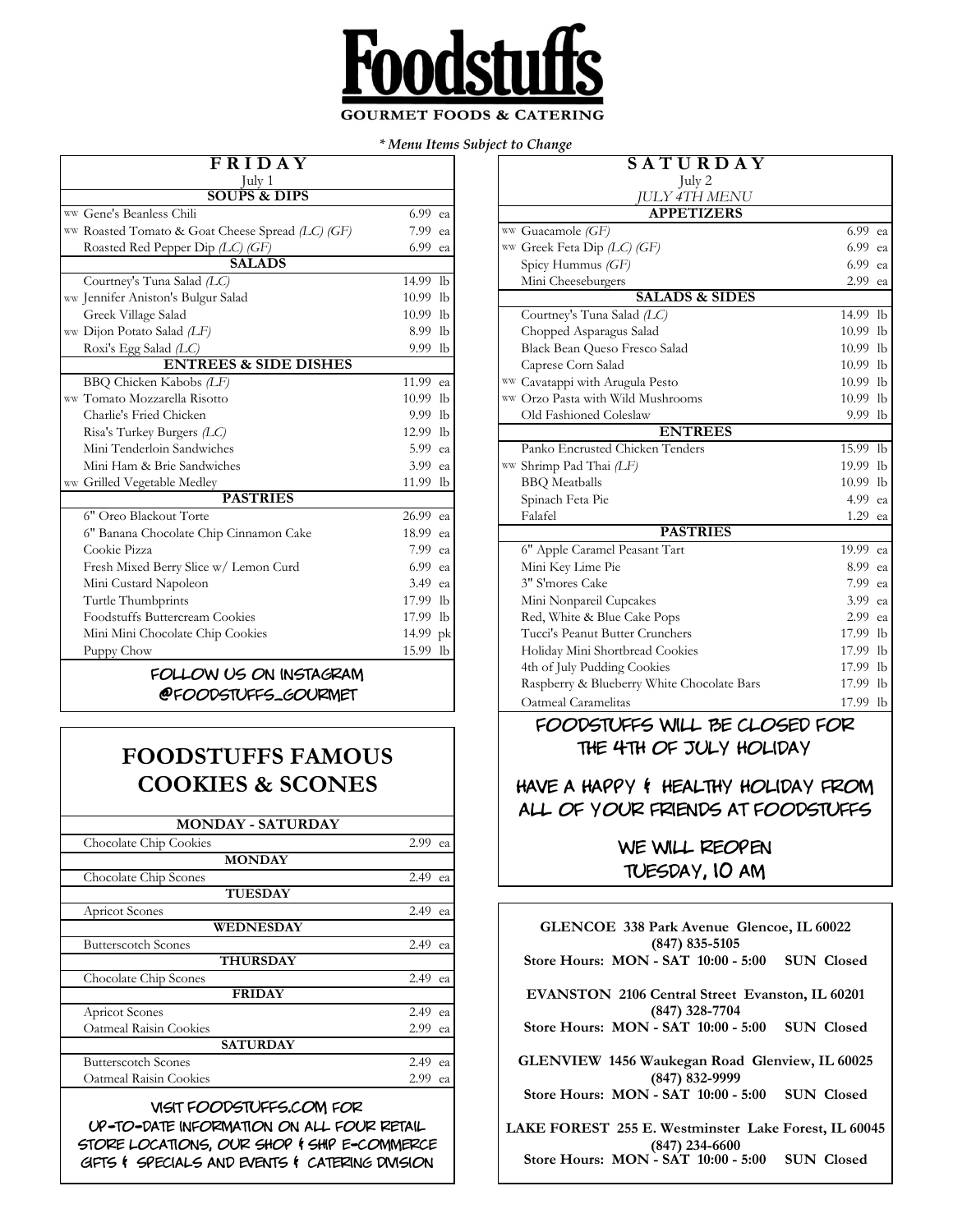# Foodstuffs

**GOURMET FOODS & CATERING**

*\* Menu Items Subject to Change*

## FRIDAY

July 1

| | | |
|---|---|---|
| **SOUPS & DIPS** | | |
| WW Gene's Beanless Chili | 6.99 | ea |
| WW Roasted Tomato & Goat Cheese Spread *(LC) (GF)* | 7.99 | ea |
| Roasted Red Pepper Dip *(LC) (GF)* | 6.99 | ea |
| **SALADS** | | |
| Courtney's Tuna Salad *(LC)* | 14.99 | lb |
| WW Jennifer Aniston's Bulgur Salad | 10.99 | lb |
| Greek Village Salad | 10.99 | lb |
| WW Dijon Potato Salad *(LF)* | 8.99 | lb |
| Roxi's Egg Salad *(LC)* | 9.99 | lb |
| **ENTREES & SIDE DISHES** | | |
| BBQ Chicken Kabobs *(LF)* | 11.99 | ea |
| WW Tomato Mozzarella Risotto | 10.99 | lb |
| Charlie's Fried Chicken | 9.99 | lb |
| Risa's Turkey Burgers *(LC)* | 12.99 | lb |
| Mini Tenderloin Sandwiches | 5.99 | ea |
| Mini Ham & Brie Sandwiches | 3.99 | ea |
| WW Grilled Vegetable Medley | 11.99 | lb |
| **PASTRIES** | | |
| 6" Oreo Blackout Torte | 26.99 | ea |
| 6" Banana Chocolate Chip Cinnamon Cake | 18.99 | ea |
| Cookie Pizza | 7.99 | ea |
| Fresh Mixed Berry Slice w/ Lemon Curd | 6.99 | ea |
| Mini Custard Napoleon | 3.49 | ea |
| Turtle Thumbprints | 17.99 | lb |
| Foodstuffs Buttercream Cookies | 17.99 | lb |
| Mini Mini Chocolate Chip Cookies | 14.99 | pk |
| Puppy Chow | 15.99 | lb |

FOLLOW US ON INSTAGRAM
@FOODSTUFFS_GOURMET

## SATURDAY

July 2

*JULY 4TH MENU*

| | | |
|---|---|---|
| **APPETIZERS** | | |
| WW Guacamole *(GF)* | 6.99 | ea |
| WW Greek Feta Dip *(LC) (GF)* | 6.99 | ea |
| Spicy Hummus *(GF)* | 6.99 | ea |
| Mini Cheeseburgers | 2.99 | ea |
| **SALADS & SIDES** | | |
| Courtney's Tuna Salad *(LC)* | 14.99 | lb |
| Chopped Asparagus Salad | 10.99 | lb |
| Black Bean Queso Fresco Salad | 10.99 | lb |
| Caprese Corn Salad | 10.99 | lb |
| WW Cavatappi with Arugula Pesto | 10.99 | lb |
| WW Orzo Pasta with Wild Mushrooms | 10.99 | lb |
| Old Fashioned Coleslaw | 9.99 | lb |
| **ENTREES** | | |
| Panko Encrusted Chicken Tenders | 15.99 | lb |
| WW Shrimp Pad Thai *(LF)* | 19.99 | lb |
| BBQ Meatballs | 10.99 | lb |
| Spinach Feta Pie | 4.99 | ea |
| Falafel | 1.29 | ea |
| **PASTRIES** | | |
| 6" Apple Caramel Peasant Tart | 19.99 | ea |
| Mini Key Lime Pie | 8.99 | ea |
| 3" S'mores Cake | 7.99 | ea |
| Mini Nonpareil Cupcakes | 3.99 | ea |
| Red, White & Blue Cake Pops | 2.99 | ea |
| Tucci's Peanut Butter Crunchers | 17.99 | lb |
| Holiday Mini Shortbread Cookies | 17.99 | lb |
| 4th of July Pudding Cookies | 17.99 | lb |
| Raspberry & Blueberry White Chocolate Bars | 17.99 | lb |
| Oatmeal Caramelitas | 17.99 | lb |

FOODSTUFFS WILL BE CLOSED FOR THE 4TH OF JULY HOLIDAY

HAVE A HAPPY & HEALTHY HOLIDAY FROM ALL OF YOUR FRIENDS AT FOODSTUFFS

WE WILL REOPEN TUESDAY, 10 AM

## FOODSTUFFS FAMOUS COOKIES & SCONES

| | | |
|---|---|---|
| **MONDAY - SATURDAY** | | |
| Chocolate Chip Cookies | 2.99 | ea |
| **MONDAY** | | |
| Chocolate Chip Scones | 2.49 | ea |
| **TUESDAY** | | |
| Apricot Scones | 2.49 | ea |
| **WEDNESDAY** | | |
| Butterscotch Scones | 2.49 | ea |
| **THURSDAY** | | |
| Chocolate Chip Scones | 2.49 | ea |
| **FRIDAY** | | |
| Apricot Scones | 2.49 | ea |
| Oatmeal Raisin Cookies | 2.99 | ea |
| **SATURDAY** | | |
| Butterscotch Scones | 2.49 | ea |
| Oatmeal Raisin Cookies | 2.99 | ea |

VISIT FOODSTUFFS.COM FOR UP-TO-DATE INFORMATION ON ALL FOUR RETAIL STORE LOCATIONS, OUR SHOP & SHIP E-COMMERCE GIFTS & SPECIALS AND EVENTS & CATERING DIVISION

**GLENCOE 338 Park Avenue Glencoe, IL 60022**
**(847) 835-5105**
**Store Hours: MON - SAT 10:00 - 5:00 SUN Closed**

**EVANSTON 2106 Central Street Evanston, IL 60201**
**(847) 328-7704**
**Store Hours: MON - SAT 10:00 - 5:00 SUN Closed**

**GLENVIEW 1456 Waukegan Road Glenview, IL 60025**
**(847) 832-9999**
**Store Hours: MON - SAT 10:00 - 5:00 SUN Closed**

**LAKE FOREST 255 E. Westminster Lake Forest, IL 60045**
**(847) 234-6600**
**Store Hours: MON - SAT 10:00 - 5:00 SUN Closed**